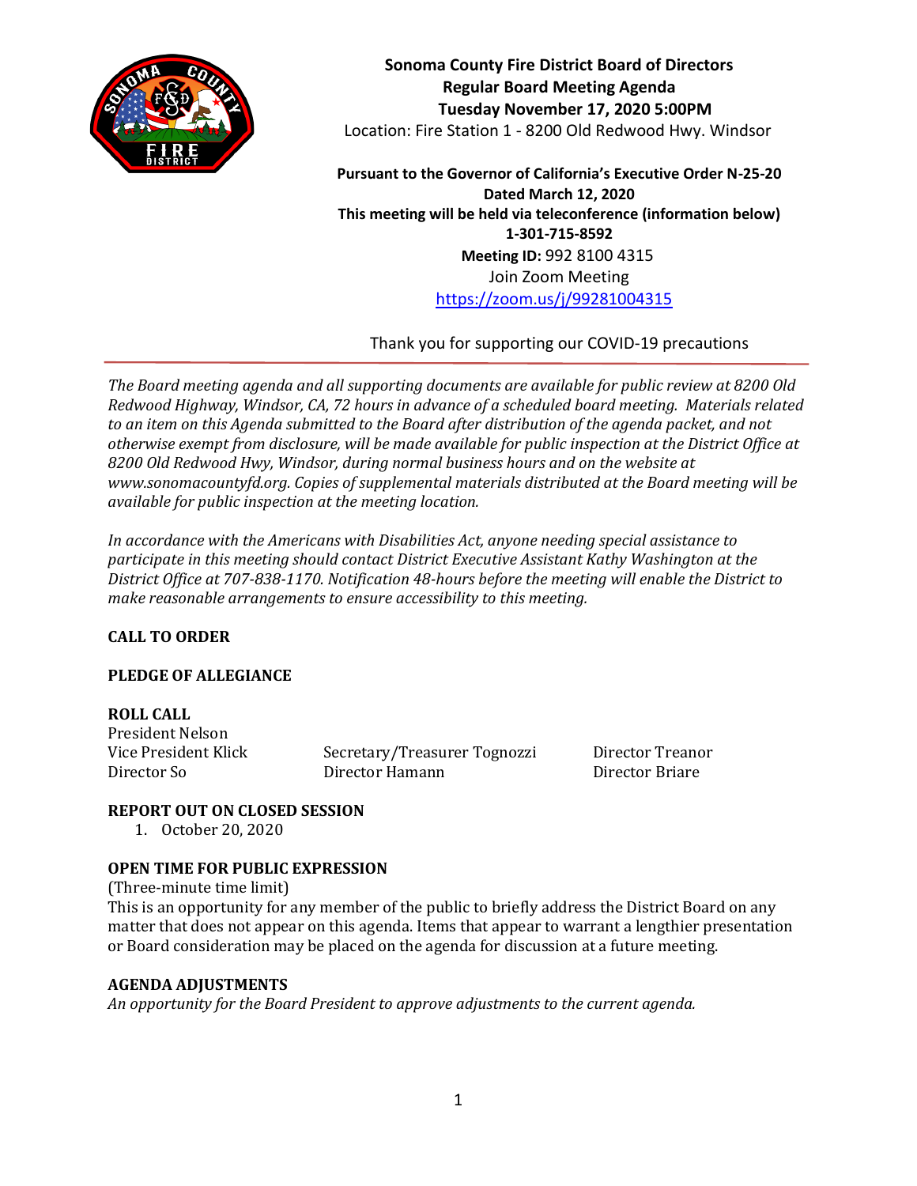**Sonoma County Fire District Board of Directors**
**Regular Board Meeting Agenda**
**Tuesday November 17, 2020 5:00PM**
Location: Fire Station 1 - 8200 Old Redwood Hwy. Windsor

**Pursuant to the Governor of California's Executive Order N-25-20**
**Dated March 12, 2020**
**This meeting will be held via teleconference (information below)**
**1-301-715-8592**
**Meeting ID:** 992 8100 4315
Join Zoom Meeting
https://zoom.us/j/99281004315

Thank you for supporting our COVID-19 precautions

---

*The Board meeting agenda and all supporting documents are available for public review at 8200 Old Redwood Highway, Windsor, CA, 72 hours in advance of a scheduled board meeting. Materials related to an item on this Agenda submitted to the Board after distribution of the agenda packet, and not otherwise exempt from disclosure, will be made available for public inspection at the District Office at 8200 Old Redwood Hwy, Windsor, during normal business hours and on the website at www.sonomacountyfd.org. Copies of supplemental materials distributed at the Board meeting will be available for public inspection at the meeting location.*

*In accordance with the Americans with Disabilities Act, anyone needing special assistance to participate in this meeting should contact District Executive Assistant Kathy Washington at the District Office at 707-838-1170. Notification 48-hours before the meeting will enable the District to make reasonable arrangements to ensure accessibility to this meeting.*

**CALL TO ORDER**

**PLEDGE OF ALLEGIANCE**

**ROLL CALL**

President Nelson
Vice President Klick
Director So
Secretary/Treasurer Tognozzi
Director Hamann
Director Treanor
Director Briare

**REPORT OUT ON CLOSED SESSION**

1. October 20, 2020

**OPEN TIME FOR PUBLIC EXPRESSION**

(Three-minute time limit)
This is an opportunity for any member of the public to briefly address the District Board on any matter that does not appear on this agenda. Items that appear to warrant a lengthier presentation or Board consideration may be placed on the agenda for discussion at a future meeting.

**AGENDA ADJUSTMENTS**

*An opportunity for the Board President to approve adjustments to the current agenda.*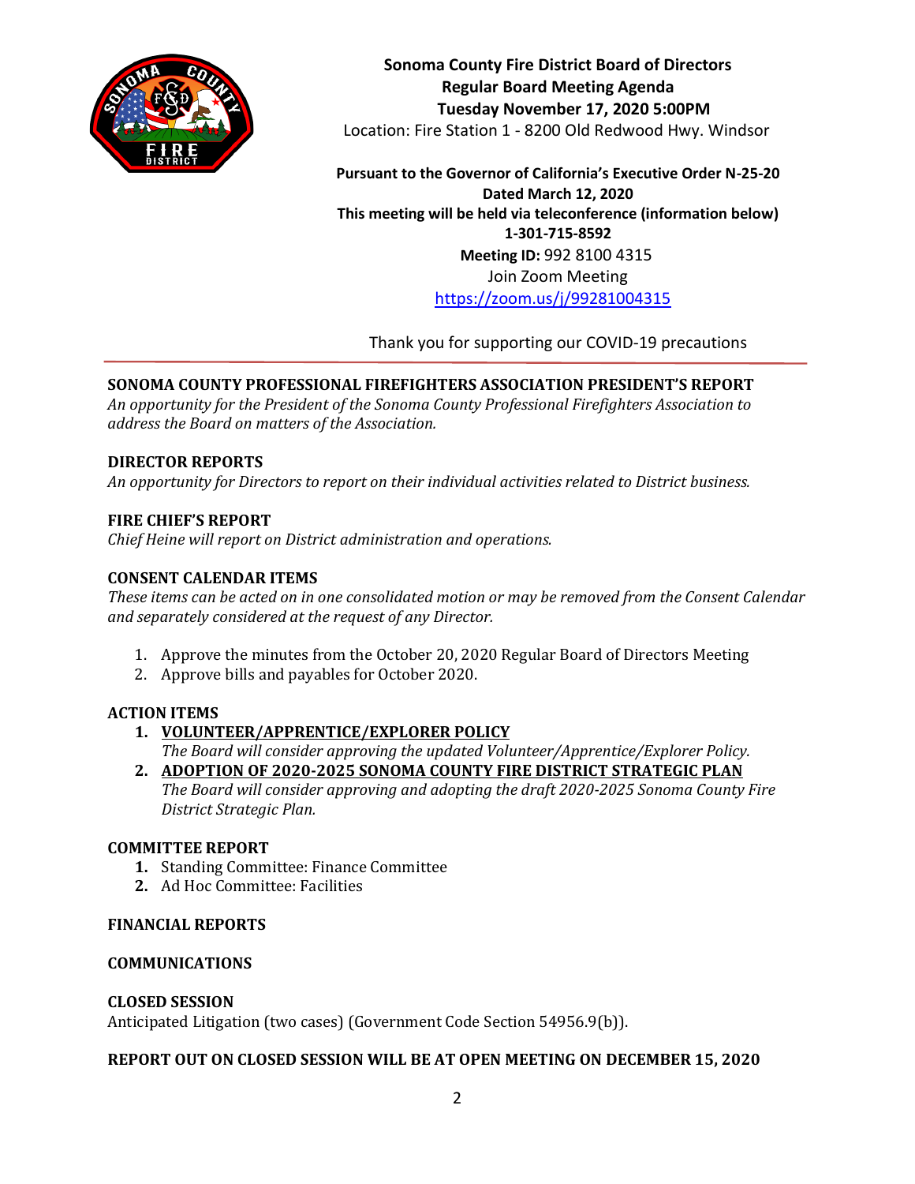**Sonoma County Fire District Board of Directors**
**Regular Board Meeting Agenda**
**Tuesday November 17, 2020 5:00PM**
Location: Fire Station 1 - 8200 Old Redwood Hwy. Windsor

**Pursuant to the Governor of California's Executive Order N-25-20**
**Dated March 12, 2020**
**This meeting will be held via teleconference (information below)**
**1-301-715-8592**
**Meeting ID:** 992 8100 4315
Join Zoom Meeting
https://zoom.us/j/99281004315

Thank you for supporting our COVID-19 precautions

---

## SONOMA COUNTY PROFESSIONAL FIREFIGHTERS ASSOCIATION PRESIDENT'S REPORT

*An opportunity for the President of the Sonoma County Professional Firefighters Association to address the Board on matters of the Association.*

## DIRECTOR REPORTS

*An opportunity for Directors to report on their individual activities related to District business.*

## FIRE CHIEF'S REPORT

*Chief Heine will report on District administration and operations.*

## CONSENT CALENDAR ITEMS

*These items can be acted on in one consolidated motion or may be removed from the Consent Calendar and separately considered at the request of any Director.*

1. Approve the minutes from the October 20, 2020 Regular Board of Directors Meeting
2. Approve bills and payables for October 2020.

## ACTION ITEMS

1. **VOLUNTEER/APPRENTICE/EXPLORER POLICY**
   *The Board will consider approving the updated Volunteer/Apprentice/Explorer Policy.*
2. **ADOPTION OF 2020-2025 SONOMA COUNTY FIRE DISTRICT STRATEGIC PLAN**
   *The Board will consider approving and adopting the draft 2020-2025 Sonoma County Fire District Strategic Plan.*

## COMMITTEE REPORT

1. Standing Committee: Finance Committee
2. Ad Hoc Committee: Facilities

## FINANCIAL REPORTS

## COMMUNICATIONS

## CLOSED SESSION

Anticipated Litigation (two cases) (Government Code Section 54956.9(b)).

## REPORT OUT ON CLOSED SESSION WILL BE AT OPEN MEETING ON DECEMBER 15, 2020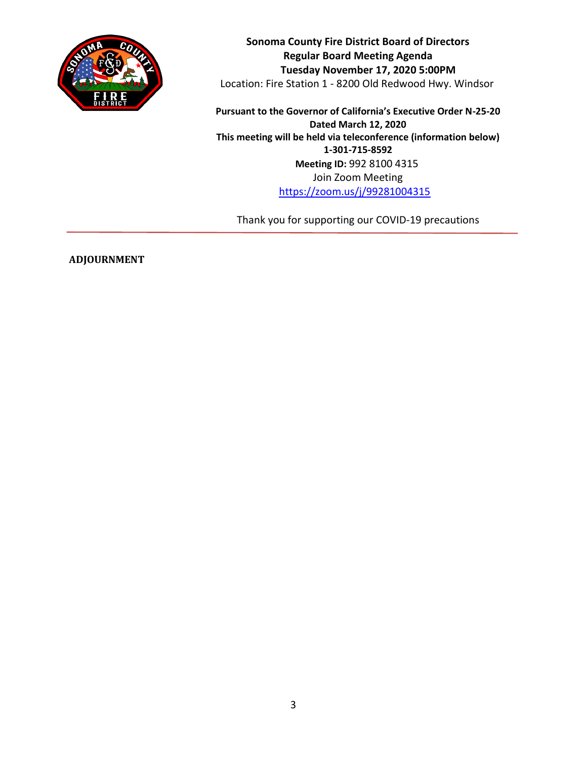**Sonoma County Fire District Board of Directors**
**Regular Board Meeting Agenda**
**Tuesday November 17, 2020 5:00PM**
Location: Fire Station 1 - 8200 Old Redwood Hwy. Windsor

**Pursuant to the Governor of California's Executive Order N-25-20**
**Dated March 12, 2020**
**This meeting will be held via teleconference (information below)**
**1-301-715-8592**
**Meeting ID:** 992 8100 4315
Join Zoom Meeting
https://zoom.us/j/99281004315

Thank you for supporting our COVID-19 precautions

---

**ADJOURNMENT**